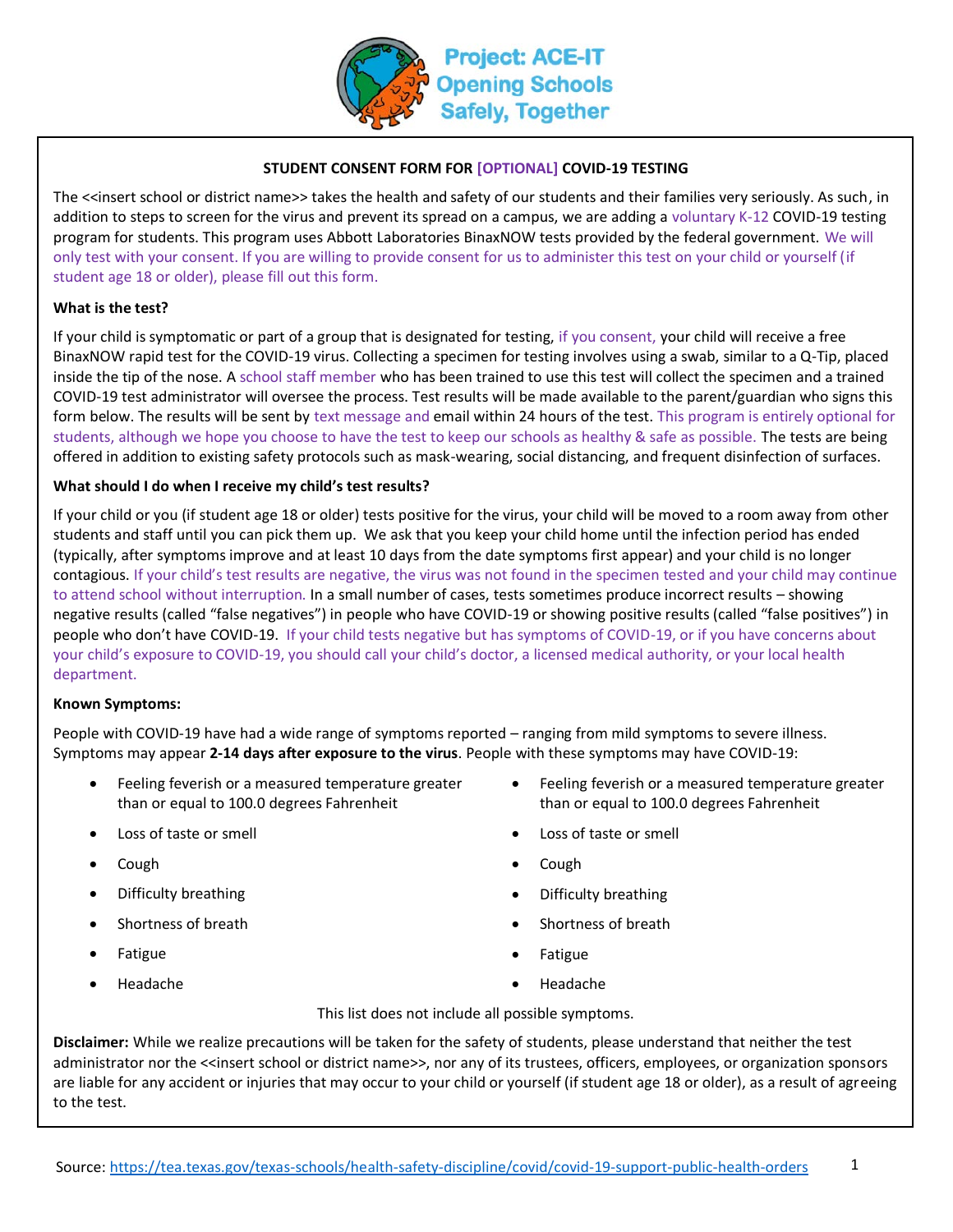Project: ACE-IT
Opening Schools
Safely, Together

## STUDENT CONSENT FORM FOR [OPTIONAL] COVID-19 TESTING

The <<insert school or district name>> takes the health and safety of our students and their families very seriously. As such, in addition to steps to screen for the virus and prevent its spread on a campus, we are adding a voluntary K-12 COVID-19 testing program for students. This program uses Abbott Laboratories BinaxNOW tests provided by the federal government. We will only test with your consent. If you are willing to provide consent for us to administer this test on your child or yourself (if student age 18 or older), please fill out this form.

### What is the test?

If your child is symptomatic or part of a group that is designated for testing, if you consent, your child will receive a free BinaxNOW rapid test for the COVID-19 virus. Collecting a specimen for testing involves using a swab, similar to a Q-Tip, placed inside the tip of the nose. A school staff member who has been trained to use this test will collect the specimen and a trained COVID-19 test administrator will oversee the process. Test results will be made available to the parent/guardian who signs this form below. The results will be sent by text message and email within 24 hours of the test. This program is entirely optional for students, although we hope you choose to have the test to keep our schools as healthy & safe as possible. The tests are being offered in addition to existing safety protocols such as mask-wearing, social distancing, and frequent disinfection of surfaces.

### What should I do when I receive my child's test results?

If your child or you (if student age 18 or older) tests positive for the virus, your child will be moved to a room away from other students and staff until you can pick them up. We ask that you keep your child home until the infection period has ended (typically, after symptoms improve and at least 10 days from the date symptoms first appear) and your child is no longer contagious. If your child's test results are negative, the virus was not found in the specimen tested and your child may continue to attend school without interruption. In a small number of cases, tests sometimes produce incorrect results – showing negative results (called "false negatives") in people who have COVID-19 or showing positive results (called "false positives") in people who don't have COVID-19. If your child tests negative but has symptoms of COVID-19, or if you have concerns about your child's exposure to COVID-19, you should call your child's doctor, a licensed medical authority, or your local health department.

### Known Symptoms:

People with COVID-19 have had a wide range of symptoms reported – ranging from mild symptoms to severe illness. Symptoms may appear **2-14 days after exposure to the virus**. People with these symptoms may have COVID-19:

- Feeling feverish or a measured temperature greater than or equal to 100.0 degrees Fahrenheit
- Loss of taste or smell
- Cough
- Difficulty breathing
- Shortness of breath
- Fatigue
- Headache

- Feeling feverish or a measured temperature greater than or equal to 100.0 degrees Fahrenheit
- Loss of taste or smell
- Cough
- Difficulty breathing
- Shortness of breath
- Fatigue
- Headache

This list does not include all possible symptoms.

**Disclaimer:** While we realize precautions will be taken for the safety of students, please understand that neither the test administrator nor the <<insert school or district name>>, nor any of its trustees, officers, employees, or organization sponsors are liable for any accident or injuries that may occur to your child or yourself (if student age 18 or older), as a result of agreeing to the test.

Source: https://tea.texas.gov/texas-schools/health-safety-discipline/covid/covid-19-support-public-health-orders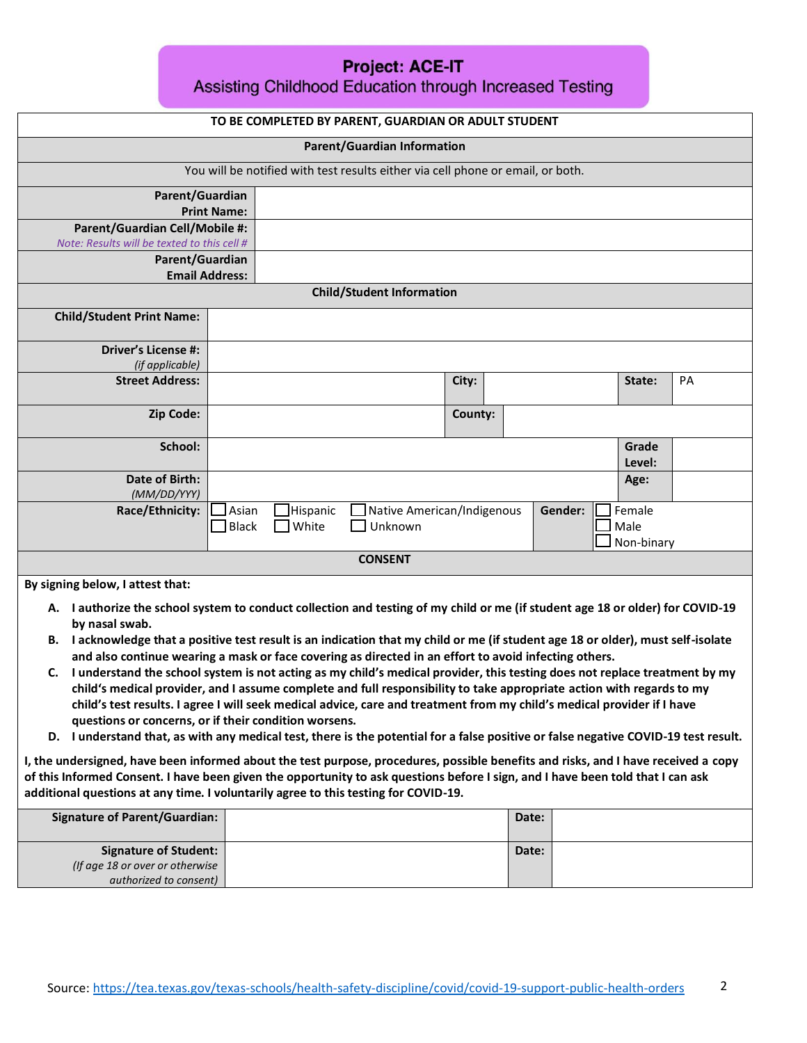## Project: ACE-IT

Assisting Childhood Education through Increased Testing

**TO BE COMPLETED BY PARENT, GUARDIAN OR ADULT STUDENT**

**Parent/Guardian Information**

You will be notified with test results either via cell phone or email, or both.

| | |
|---|---|
| **Parent/Guardian Print Name:** | |
| **Parent/Guardian Cell/Mobile #:** *Note: Results will be texted to this cell #* | |
| **Parent/Guardian Email Address:** | |

**Child/Student Information**

| | | | | | |
|---|---|---|---|---|---|
| **Child/Student Print Name:** | | | | | |
| **Driver's License #:** *(if applicable)* | | | | | |
| **Street Address:** | | **City:** | | **State:** | PA |
| **Zip Code:** | | **County:** | | | |
| **School:** | | | | **Grade Level:** | |
| **Date of Birth:** *(MM/DD/YYY)* | | | | **Age:** | |
| **Race/Ethnicity:** | ☐ Asian ☐ Hispanic ☐ Native American/Indigenous ☐ Black ☐ White ☐ Unknown | | **Gender:** | ☐ Female ☐ Male ☐ Non-binary | |

**CONSENT**

**By signing below, I attest that:**

- **A. I authorize the school system to conduct collection and testing of my child or me (if student age 18 or older) for COVID-19 by nasal swab.**
- **B. I acknowledge that a positive test result is an indication that my child or me (if student age 18 or older), must self-isolate and also continue wearing a mask or face covering as directed in an effort to avoid infecting others.**
- **C. I understand the school system is not acting as my child's medical provider, this testing does not replace treatment by my child's medical provider, and I assume complete and full responsibility to take appropriate action with regards to my child's test results. I agree I will seek medical advice, care and treatment from my child's medical provider if I have questions or concerns, or if their condition worsens.**
- **D. I understand that, as with any medical test, there is the potential for a false positive or false negative COVID-19 test result.**

**I, the undersigned, have been informed about the test purpose, procedures, possible benefits and risks, and I have received a copy of this Informed Consent. I have been given the opportunity to ask questions before I sign, and I have been told that I can ask additional questions at any time. I voluntarily agree to this testing for COVID-19.**

| | | | |
|---|---|---|---|
| **Signature of Parent/Guardian:** | | **Date:** | |
| **Signature of Student:** *(If age 18 or over or otherwise authorized to consent)* | | **Date:** | |

Source: https://tea.texas.gov/texas-schools/health-safety-discipline/covid/covid-19-support-public-health-orders